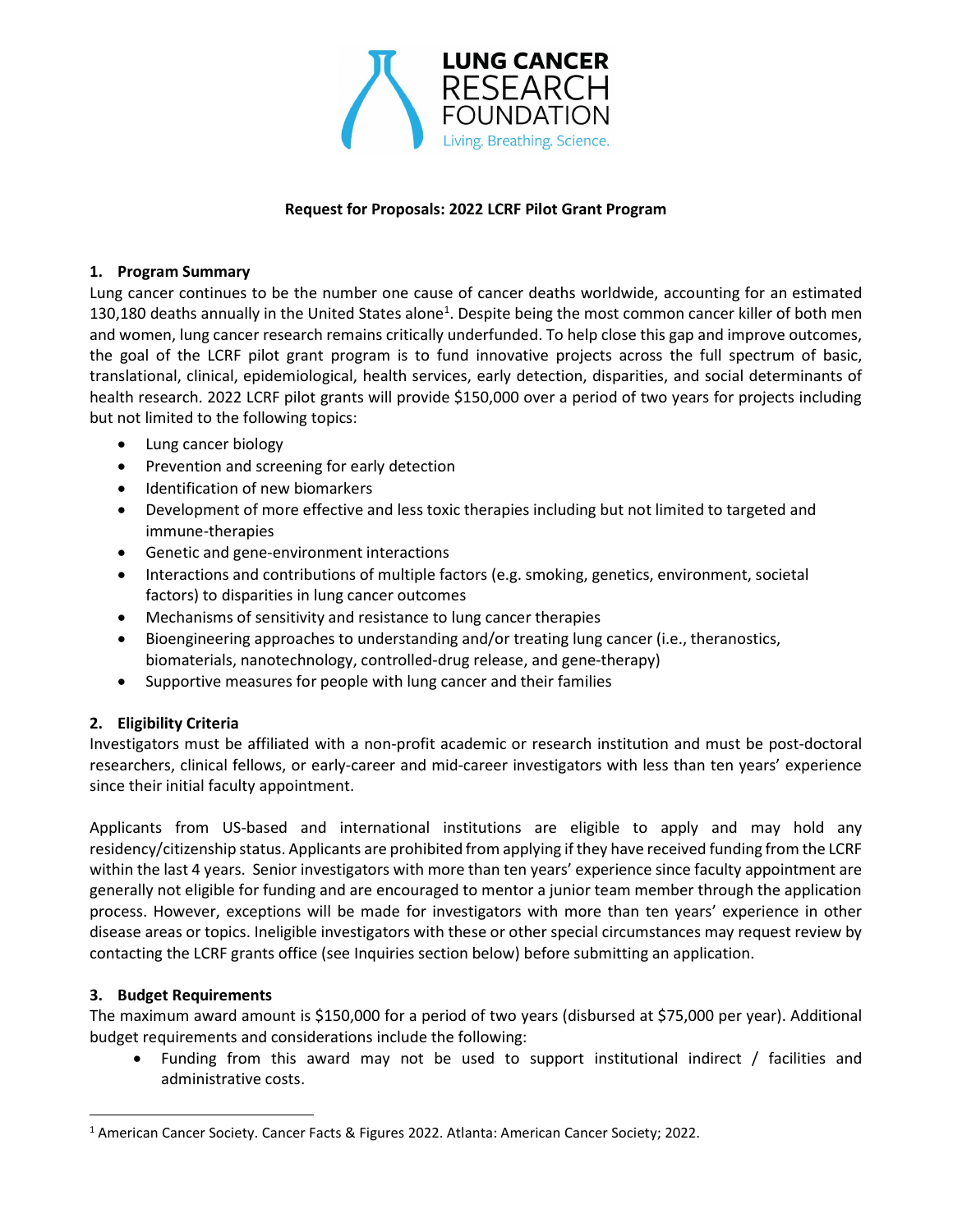LUNG CANCER RESEARCH FOUNDATION

Living. Breathing. Science.

**Request for Proposals: 2022 LCRF Pilot Grant Program**

## 1. Program Summary

Lung cancer continues to be the number one cause of cancer deaths worldwide, accounting for an estimated 130,180 deaths annually in the United States alone[1]. Despite being the most common cancer killer of both men and women, lung cancer research remains critically underfunded. To help close this gap and improve outcomes, the goal of the LCRF pilot grant program is to fund innovative projects across the full spectrum of basic, translational, clinical, epidemiological, health services, early detection, disparities, and social determinants of health research. 2022 LCRF pilot grants will provide $150,000 over a period of two years for projects including but not limited to the following topics:

- Lung cancer biology
- Prevention and screening for early detection
- Identification of new biomarkers
- Development of more effective and less toxic therapies including but not limited to targeted and immune-therapies
- Genetic and gene-environment interactions
- Interactions and contributions of multiple factors (e.g. smoking, genetics, environment, societal factors) to disparities in lung cancer outcomes
- Mechanisms of sensitivity and resistance to lung cancer therapies
- Bioengineering approaches to understanding and/or treating lung cancer (i.e., theranostics, biomaterials, nanotechnology, controlled-drug release, and gene-therapy)
- Supportive measures for people with lung cancer and their families

## 2. Eligibility Criteria

Investigators must be affiliated with a non-profit academic or research institution and must be post-doctoral researchers, clinical fellows, or early-career and mid-career investigators with less than ten years' experience since their initial faculty appointment.

Applicants from US-based and international institutions are eligible to apply and may hold any residency/citizenship status. Applicants are prohibited from applying if they have received funding from the LCRF within the last 4 years. Senior investigators with more than ten years' experience since faculty appointment are generally not eligible for funding and are encouraged to mentor a junior team member through the application process. However, exceptions will be made for investigators with more than ten years' experience in other disease areas or topics. Ineligible investigators with these or other special circumstances may request review by contacting the LCRF grants office (see Inquiries section below) before submitting an application.

## 3. Budget Requirements

The maximum award amount is $150,000 for a period of two years (disbursed at $75,000 per year). Additional budget requirements and considerations include the following:

- Funding from this award may not be used to support institutional indirect / facilities and administrative costs.

---

[1] American Cancer Society. Cancer Facts & Figures 2022. Atlanta: American Cancer Society; 2022.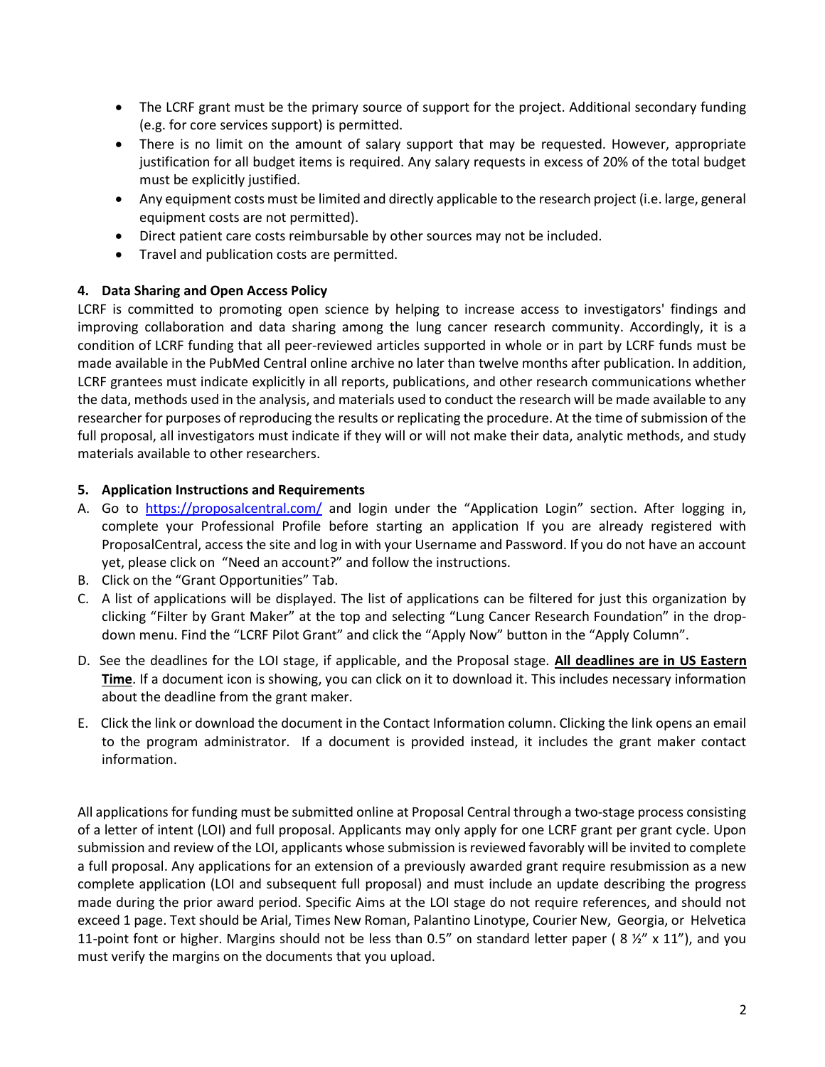- The LCRF grant must be the primary source of support for the project. Additional secondary funding (e.g. for core services support) is permitted.
- There is no limit on the amount of salary support that may be requested. However, appropriate justification for all budget items is required. Any salary requests in excess of 20% of the total budget must be explicitly justified.
- Any equipment costs must be limited and directly applicable to the research project (i.e. large, general equipment costs are not permitted).
- Direct patient care costs reimbursable by other sources may not be included.
- Travel and publication costs are permitted.

**4. Data Sharing and Open Access Policy**

LCRF is committed to promoting open science by helping to increase access to investigators' findings and improving collaboration and data sharing among the lung cancer research community. Accordingly, it is a condition of LCRF funding that all peer-reviewed articles supported in whole or in part by LCRF funds must be made available in the PubMed Central online archive no later than twelve months after publication. In addition, LCRF grantees must indicate explicitly in all reports, publications, and other research communications whether the data, methods used in the analysis, and materials used to conduct the research will be made available to any researcher for purposes of reproducing the results or replicating the procedure. At the time of submission of the full proposal, all investigators must indicate if they will or will not make their data, analytic methods, and study materials available to other researchers.

**5. Application Instructions and Requirements**

A. Go to [https://proposalcentral.com/](https://proposalcentral.com/) and login under the "Application Login" section. After logging in, complete your Professional Profile before starting an application If you are already registered with ProposalCentral, access the site and log in with your Username and Password. If you do not have an account yet, please click on "Need an account?" and follow the instructions.

B. Click on the "Grant Opportunities" Tab.

C. A list of applications will be displayed. The list of applications can be filtered for just this organization by clicking "Filter by Grant Maker" at the top and selecting "Lung Cancer Research Foundation" in the drop-down menu. Find the "LCRF Pilot Grant" and click the "Apply Now" button in the "Apply Column".

D. See the deadlines for the LOI stage, if applicable, and the Proposal stage. **All deadlines are in US Eastern Time**. If a document icon is showing, you can click on it to download it. This includes necessary information about the deadline from the grant maker.

E. Click the link or download the document in the Contact Information column. Clicking the link opens an email to the program administrator. If a document is provided instead, it includes the grant maker contact information.

All applications for funding must be submitted online at Proposal Central through a two-stage process consisting of a letter of intent (LOI) and full proposal. Applicants may only apply for one LCRF grant per grant cycle. Upon submission and review of the LOI, applicants whose submission is reviewed favorably will be invited to complete a full proposal. Any applications for an extension of a previously awarded grant require resubmission as a new complete application (LOI and subsequent full proposal) and must include an update describing the progress made during the prior award period. Specific Aims at the LOI stage do not require references, and should not exceed 1 page. Text should be Arial, Times New Roman, Palantino Linotype, Courier New, Georgia, or Helvetica 11-point font or higher. Margins should not be less than 0.5" on standard letter paper ( 8 ½" x 11"), and you must verify the margins on the documents that you upload.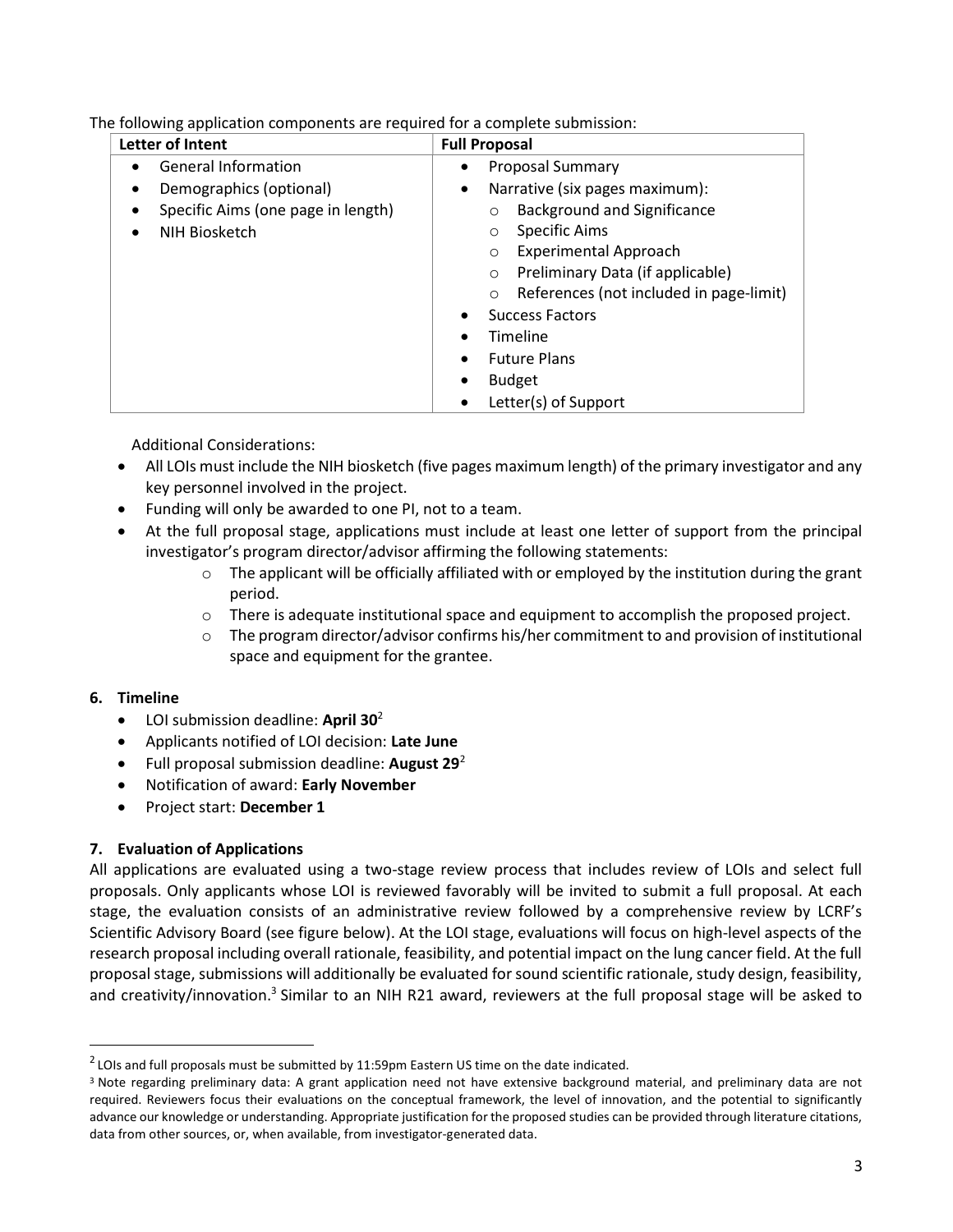The following application components are required for a complete submission:

| Letter of Intent | Full Proposal |
|---|---|
| • General Information<br>• Demographics (optional)<br>• Specific Aims (one page in length)<br>• NIH Biosketch | • Proposal Summary<br>• Narrative (six pages maximum):<br>  ○ Background and Significance<br>  ○ Specific Aims<br>  ○ Experimental Approach<br>  ○ Preliminary Data (if applicable)<br>  ○ References (not included in page-limit)<br>• Success Factors<br>• Timeline<br>• Future Plans<br>• Budget<br>• Letter(s) of Support |

Additional Considerations:

- All LOIs must include the NIH biosketch (five pages maximum length) of the primary investigator and any key personnel involved in the project.
- Funding will only be awarded to one PI, not to a team.
- At the full proposal stage, applications must include at least one letter of support from the principal investigator's program director/advisor affirming the following statements:
  - The applicant will be officially affiliated with or employed by the institution during the grant period.
  - There is adequate institutional space and equipment to accomplish the proposed project.
  - The program director/advisor confirms his/her commitment to and provision of institutional space and equipment for the grantee.

## 6. Timeline

- LOI submission deadline: **April 30**[2]
- Applicants notified of LOI decision: **Late June**
- Full proposal submission deadline: **August 29**[2]
- Notification of award: **Early November**
- Project start: **December 1**

## 7. Evaluation of Applications

All applications are evaluated using a two-stage review process that includes review of LOIs and select full proposals. Only applicants whose LOI is reviewed favorably will be invited to submit a full proposal. At each stage, the evaluation consists of an administrative review followed by a comprehensive review by LCRF's Scientific Advisory Board (see figure below). At the LOI stage, evaluations will focus on high-level aspects of the research proposal including overall rationale, feasibility, and potential impact on the lung cancer field. At the full proposal stage, submissions will additionally be evaluated for sound scientific rationale, study design, feasibility, and creativity/innovation.[3] Similar to an NIH R21 award, reviewers at the full proposal stage will be asked to

---

[2] LOIs and full proposals must be submitted by 11:59pm Eastern US time on the date indicated.

[3] Note regarding preliminary data: A grant application need not have extensive background material, and preliminary data are not required. Reviewers focus their evaluations on the conceptual framework, the level of innovation, and the potential to significantly advance our knowledge or understanding. Appropriate justification for the proposed studies can be provided through literature citations, data from other sources, or, when available, from investigator-generated data.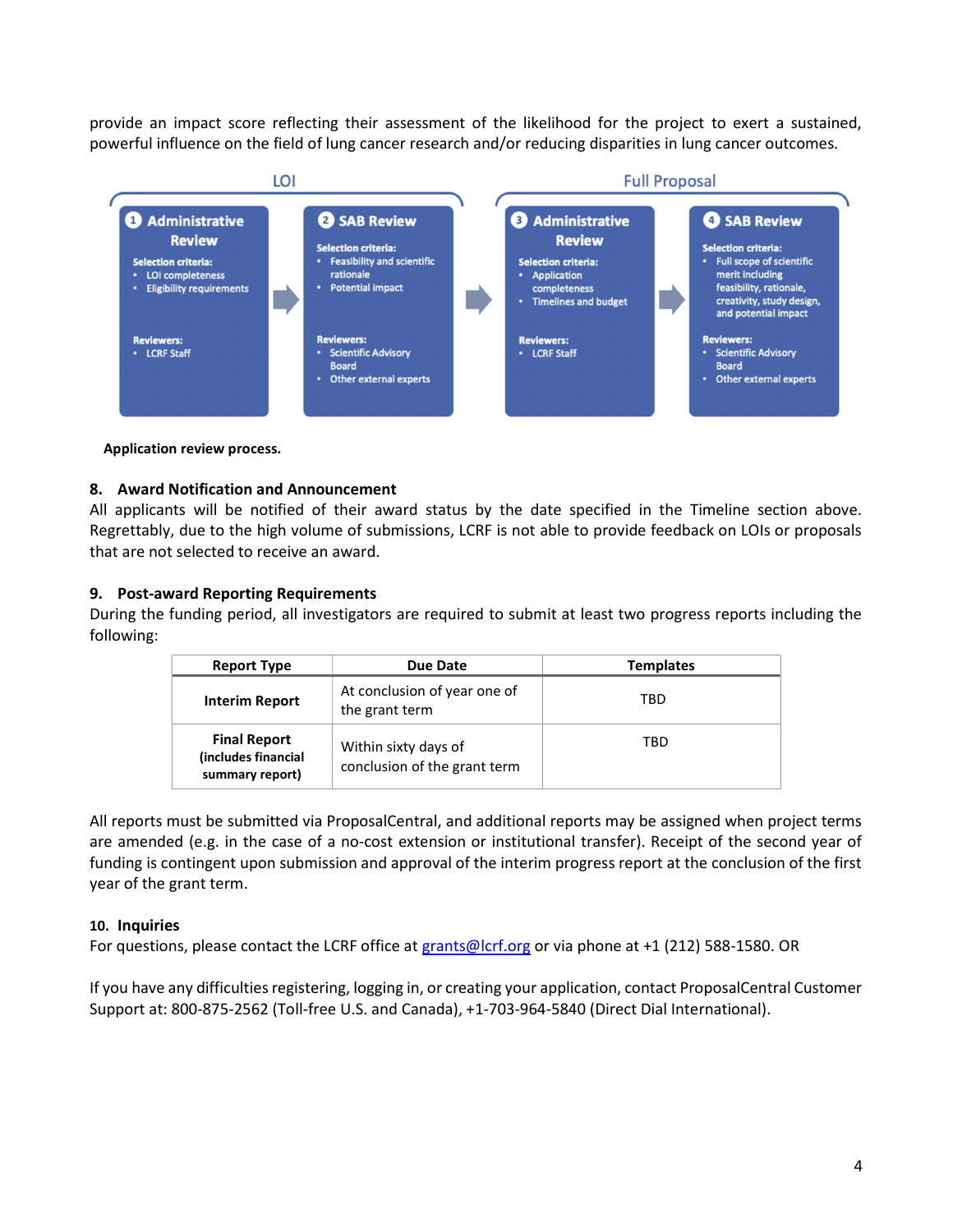provide an impact score reflecting their assessment of the likelihood for the project to exert a sustained, powerful influence on the field of lung cancer research and/or reducing disparities in lung cancer outcomes.

LOI

Full Proposal

1 Administrative Review

Selection criteria:
- LOI completeness
- Eligibility requirements

Reviewers:
- LCRF Staff

2 SAB Review

Selection criteria:
- Feasibility and scientific rationale
- Potential impact

Reviewers:
- Scientific Advisory Board
- Other external experts

3 Administrative Review

Selection criteria:
- Application completeness
- Timelines and budget

Reviewers:
- LCRF Staff

4 SAB Review

Selection criteria:
- Full scope of scientific merit including feasibility, rationale, creativity, study design, and potential impact

Reviewers:
- Scientific Advisory Board
- Other external experts

**Application review process.**

## 8. Award Notification and Announcement

All applicants will be notified of their award status by the date specified in the Timeline section above. Regrettably, due to the high volume of submissions, LCRF is not able to provide feedback on LOIs or proposals that are not selected to receive an award.

## 9. Post-award Reporting Requirements

During the funding period, all investigators are required to submit at least two progress reports including the following:

| Report Type | Due Date | Templates |
| --- | --- | --- |
| **Interim Report** | At conclusion of year one of the grant term | TBD |
| **Final Report (includes financial summary report)** | Within sixty days of conclusion of the grant term | TBD |

All reports must be submitted via ProposalCentral, and additional reports may be assigned when project terms are amended (e.g. in the case of a no-cost extension or institutional transfer). Receipt of the second year of funding is contingent upon submission and approval of the interim progress report at the conclusion of the first year of the grant term.

## 10. Inquiries

For questions, please contact the LCRF office at grants@lcrf.org or via phone at +1 (212) 588-1580. OR

If you have any difficulties registering, logging in, or creating your application, contact ProposalCentral Customer Support at: 800-875-2562 (Toll-free U.S. and Canada), +1-703-964-5840 (Direct Dial International).